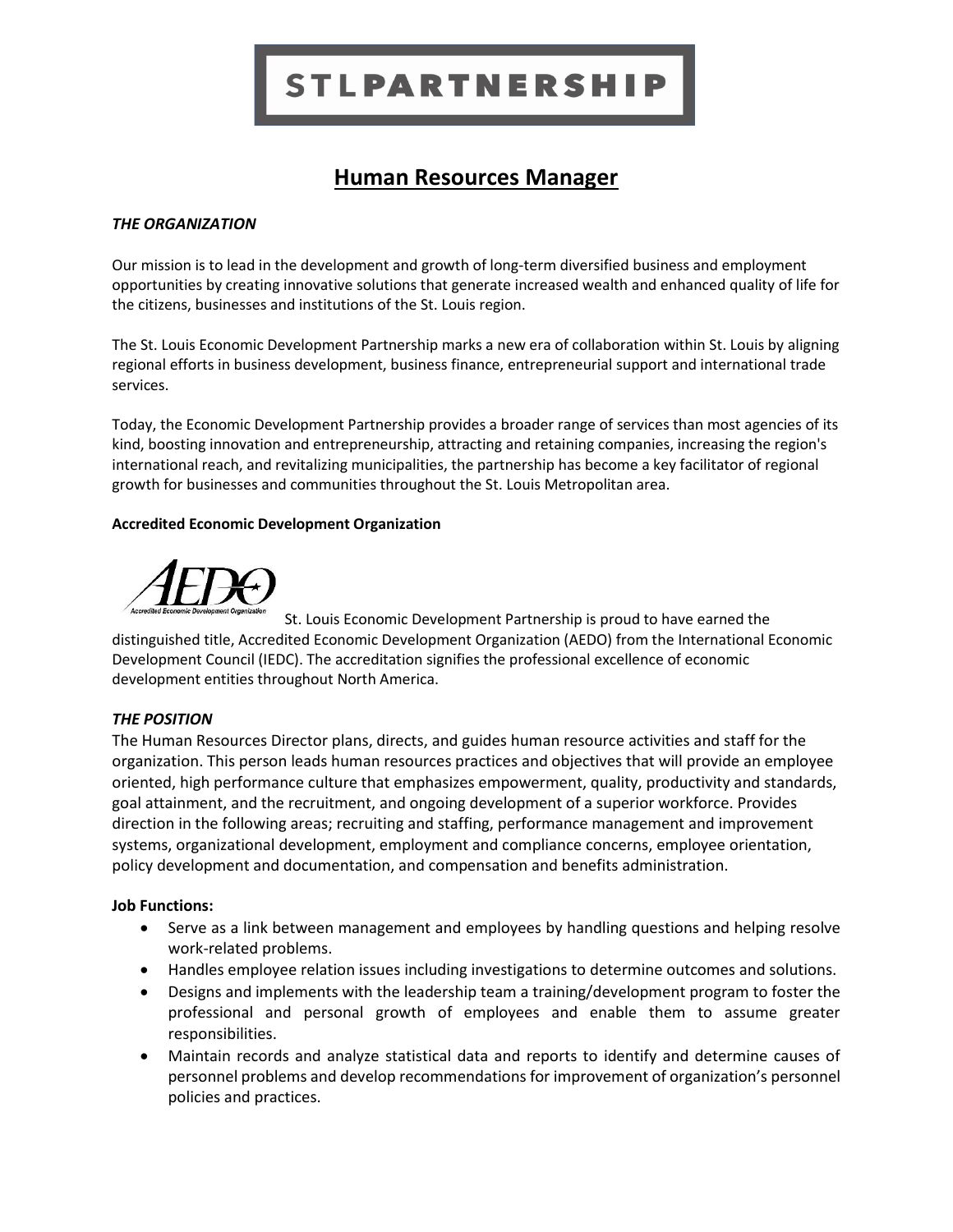# STLPARTNERSHIP

## Human Resources Manager

***THE ORGANIZATION***

Our mission is to lead in the development and growth of long-term diversified business and employment opportunities by creating innovative solutions that generate increased wealth and enhanced quality of life for the citizens, businesses and institutions of the St. Louis region.

The St. Louis Economic Development Partnership marks a new era of collaboration within St. Louis by aligning regional efforts in business development, business finance, entrepreneurial support and international trade services.

Today, the Economic Development Partnership provides a broader range of services than most agencies of its kind, boosting innovation and entrepreneurship, attracting and retaining companies, increasing the region's international reach, and revitalizing municipalities, the partnership has become a key facilitator of regional growth for businesses and communities throughout the St. Louis Metropolitan area.

**Accredited Economic Development Organization**

St. Louis Economic Development Partnership is proud to have earned the distinguished title, Accredited Economic Development Organization (AEDO) from the International Economic Development Council (IEDC). The accreditation signifies the professional excellence of economic development entities throughout North America.

***THE POSITION***

The Human Resources Director plans, directs, and guides human resource activities and staff for the organization. This person leads human resources practices and objectives that will provide an employee oriented, high performance culture that emphasizes empowerment, quality, productivity and standards, goal attainment, and the recruitment, and ongoing development of a superior workforce. Provides direction in the following areas; recruiting and staffing, performance management and improvement systems, organizational development, employment and compliance concerns, employee orientation, policy development and documentation, and compensation and benefits administration.

**Job Functions:**

- Serve as a link between management and employees by handling questions and helping resolve work-related problems.
- Handles employee relation issues including investigations to determine outcomes and solutions.
- Designs and implements with the leadership team a training/development program to foster the professional and personal growth of employees and enable them to assume greater responsibilities.
- Maintain records and analyze statistical data and reports to identify and determine causes of personnel problems and develop recommendations for improvement of organization's personnel policies and practices.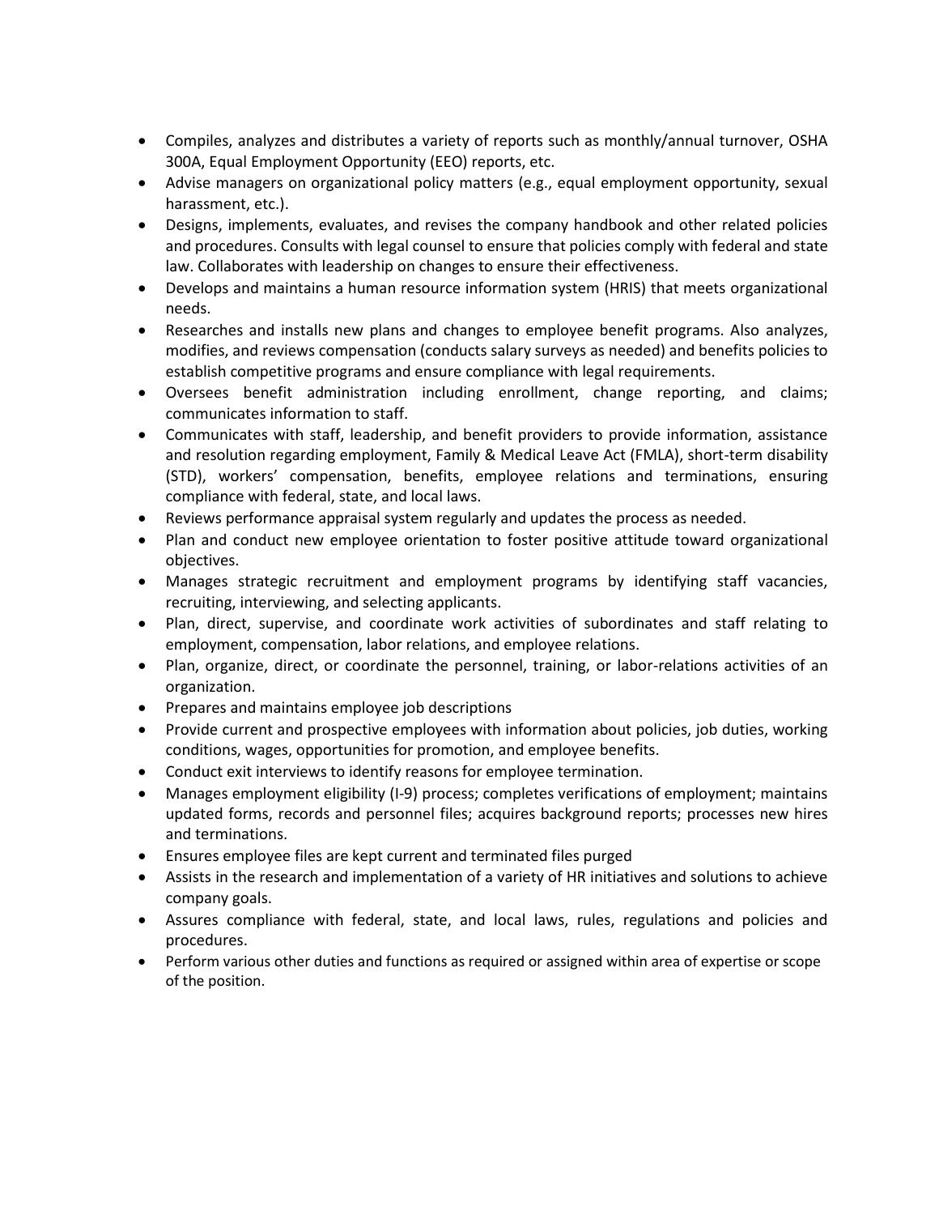- Compiles, analyzes and distributes a variety of reports such as monthly/annual turnover, OSHA 300A, Equal Employment Opportunity (EEO) reports, etc.
- Advise managers on organizational policy matters (e.g., equal employment opportunity, sexual harassment, etc.).
- Designs, implements, evaluates, and revises the company handbook and other related policies and procedures. Consults with legal counsel to ensure that policies comply with federal and state law. Collaborates with leadership on changes to ensure their effectiveness.
- Develops and maintains a human resource information system (HRIS) that meets organizational needs.
- Researches and installs new plans and changes to employee benefit programs. Also analyzes, modifies, and reviews compensation (conducts salary surveys as needed) and benefits policies to establish competitive programs and ensure compliance with legal requirements.
- Oversees benefit administration including enrollment, change reporting, and claims; communicates information to staff.
- Communicates with staff, leadership, and benefit providers to provide information, assistance and resolution regarding employment, Family & Medical Leave Act (FMLA), short-term disability (STD), workers' compensation, benefits, employee relations and terminations, ensuring compliance with federal, state, and local laws.
- Reviews performance appraisal system regularly and updates the process as needed.
- Plan and conduct new employee orientation to foster positive attitude toward organizational objectives.
- Manages strategic recruitment and employment programs by identifying staff vacancies, recruiting, interviewing, and selecting applicants.
- Plan, direct, supervise, and coordinate work activities of subordinates and staff relating to employment, compensation, labor relations, and employee relations.
- Plan, organize, direct, or coordinate the personnel, training, or labor-relations activities of an organization.
- Prepares and maintains employee job descriptions
- Provide current and prospective employees with information about policies, job duties, working conditions, wages, opportunities for promotion, and employee benefits.
- Conduct exit interviews to identify reasons for employee termination.
- Manages employment eligibility (I-9) process; completes verifications of employment; maintains updated forms, records and personnel files; acquires background reports; processes new hires and terminations.
- Ensures employee files are kept current and terminated files purged
- Assists in the research and implementation of a variety of HR initiatives and solutions to achieve company goals.
- Assures compliance with federal, state, and local laws, rules, regulations and policies and procedures.
- Perform various other duties and functions as required or assigned within area of expertise or scope of the position.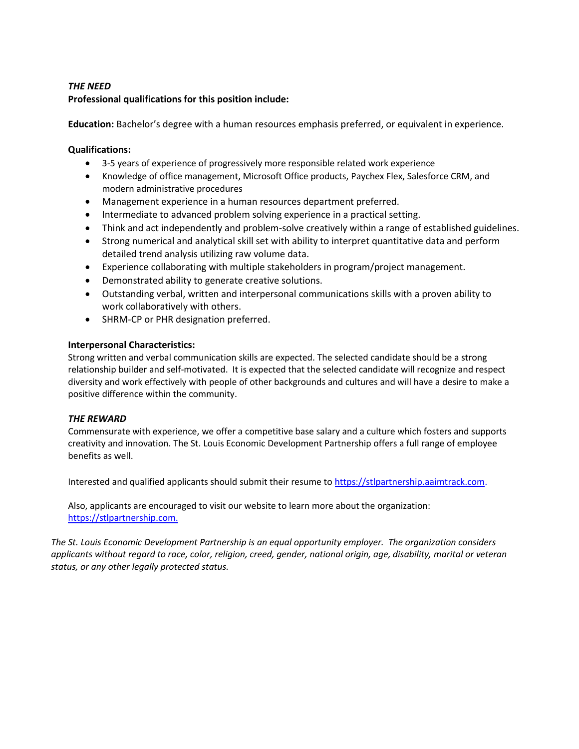***THE NEED***

**Professional qualifications for this position include:**

**Education:** Bachelor's degree with a human resources emphasis preferred, or equivalent in experience.

**Qualifications:**

- 3-5 years of experience of progressively more responsible related work experience
- Knowledge of office management, Microsoft Office products, Paychex Flex, Salesforce CRM, and modern administrative procedures
- Management experience in a human resources department preferred.
- Intermediate to advanced problem solving experience in a practical setting.
- Think and act independently and problem-solve creatively within a range of established guidelines.
- Strong numerical and analytical skill set with ability to interpret quantitative data and perform detailed trend analysis utilizing raw volume data.
- Experience collaborating with multiple stakeholders in program/project management.
- Demonstrated ability to generate creative solutions.
- Outstanding verbal, written and interpersonal communications skills with a proven ability to work collaboratively with others.
- SHRM-CP or PHR designation preferred.

**Interpersonal Characteristics:**
Strong written and verbal communication skills are expected. The selected candidate should be a strong relationship builder and self-motivated. It is expected that the selected candidate will recognize and respect diversity and work effectively with people of other backgrounds and cultures and will have a desire to make a positive difference within the community.

***THE REWARD***

Commensurate with experience, we offer a competitive base salary and a culture which fosters and supports creativity and innovation. The St. Louis Economic Development Partnership offers a full range of employee benefits as well.

Interested and qualified applicants should submit their resume to [https://stlpartnership.aaimtrack.com](https://stlpartnership.aaimtrack.com).

Also, applicants are encouraged to visit our website to learn more about the organization: [https://stlpartnership.com.](https://stlpartnership.com)

*The St. Louis Economic Development Partnership is an equal opportunity employer. The organization considers applicants without regard to race, color, religion, creed, gender, national origin, age, disability, marital or veteran status, or any other legally protected status.*